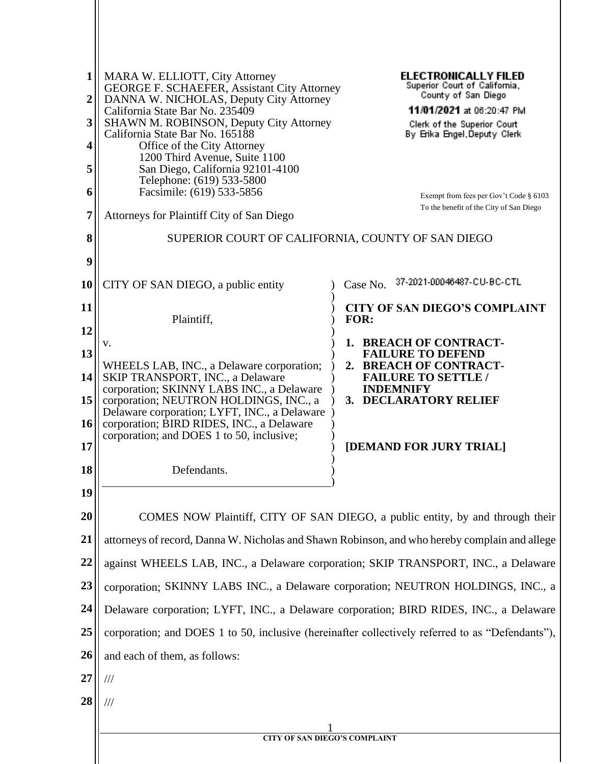MARA W. ELLIOTT, City Attorney
GEORGE F. SCHAEFER, Assistant City Attorney
DANNA W. NICHOLAS, Deputy City Attorney
California State Bar No. 235409
SHAWN M. ROBINSON, Deputy City Attorney
California State Bar No. 165188
Office of the City Attorney
1200 Third Avenue, Suite 1100
San Diego, California 92101-4100
Telephone: (619) 533-5800
Facsimile: (619) 533-5856

Attorneys for Plaintiff City of San Diego

**ELECTRONICALLY FILED**
Superior Court of California,
County of San Diego
**11/01/2021** at 06:20:47 PM
Clerk of the Superior Court
By Erika Engel,Deputy Clerk

Exempt from fees per Gov't Code § 6103
To the benefit of the City of San Diego

SUPERIOR COURT OF CALIFORNIA, COUNTY OF SAN DIEGO

CITY OF SAN DIEGO, a public entity

Plaintiff,

v.

WHEELS LAB, INC., a Delaware corporation; SKIP TRANSPORT, INC., a Delaware corporation; SKINNY LABS INC., a Delaware corporation; NEUTRON HOLDINGS, INC., a Delaware corporation; LYFT, INC., a Delaware corporation; BIRD RIDES, INC., a Delaware corporation; and DOES 1 to 50, inclusive;

Defendants.

Case No. 37-2021-00046487-CU-BC-CTL

**CITY OF SAN DIEGO'S COMPLAINT FOR:**

1. **BREACH OF CONTRACT-FAILURE TO DEFEND**
2. **BREACH OF CONTRACT-FAILURE TO SETTLE / INDEMNIFY**
3. **DECLARATORY RELIEF**

**[DEMAND FOR JURY TRIAL]**

COMES NOW Plaintiff, CITY OF SAN DIEGO, a public entity, by and through their attorneys of record, Danna W. Nicholas and Shawn Robinson, and who hereby complain and allege against WHEELS LAB, INC., a Delaware corporation; SKIP TRANSPORT, INC., a Delaware corporation; SKINNY LABS INC., a Delaware corporation; NEUTRON HOLDINGS, INC., a Delaware corporation; LYFT, INC., a Delaware corporation; BIRD RIDES, INC., a Delaware corporation; and DOES 1 to 50, inclusive (hereinafter collectively referred to as "Defendants"), and each of them, as follows:

///

///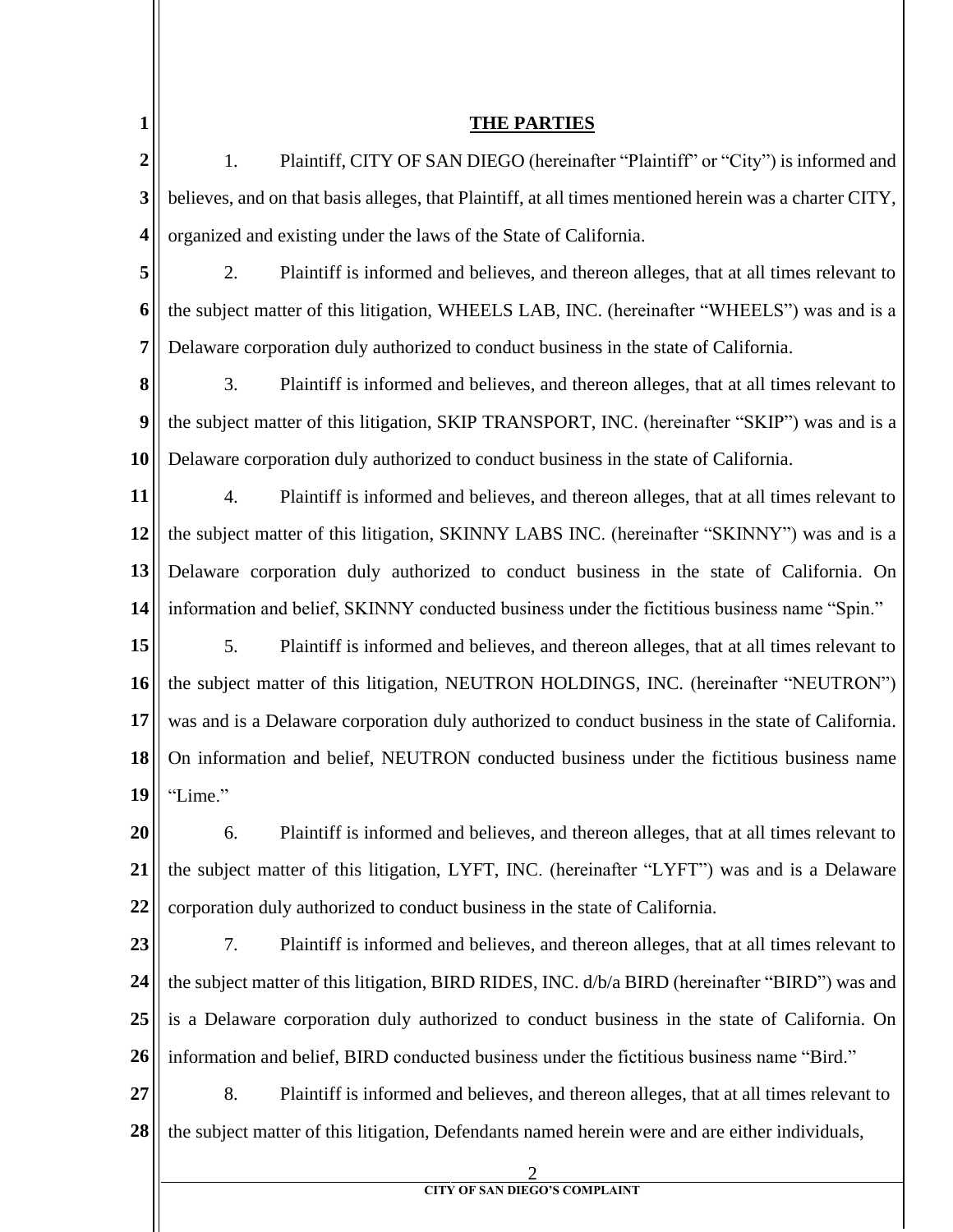## THE PARTIES

1. Plaintiff, CITY OF SAN DIEGO (hereinafter "Plaintiff" or "City") is informed and believes, and on that basis alleges, that Plaintiff, at all times mentioned herein was a charter CITY, organized and existing under the laws of the State of California.

2. Plaintiff is informed and believes, and thereon alleges, that at all times relevant to the subject matter of this litigation, WHEELS LAB, INC. (hereinafter "WHEELS") was and is a Delaware corporation duly authorized to conduct business in the state of California.

3. Plaintiff is informed and believes, and thereon alleges, that at all times relevant to the subject matter of this litigation, SKIP TRANSPORT, INC. (hereinafter "SKIP") was and is a Delaware corporation duly authorized to conduct business in the state of California.

4. Plaintiff is informed and believes, and thereon alleges, that at all times relevant to the subject matter of this litigation, SKINNY LABS INC. (hereinafter "SKINNY") was and is a Delaware corporation duly authorized to conduct business in the state of California. On information and belief, SKINNY conducted business under the fictitious business name "Spin."

5. Plaintiff is informed and believes, and thereon alleges, that at all times relevant to the subject matter of this litigation, NEUTRON HOLDINGS, INC. (hereinafter "NEUTRON") was and is a Delaware corporation duly authorized to conduct business in the state of California. On information and belief, NEUTRON conducted business under the fictitious business name "Lime."

6. Plaintiff is informed and believes, and thereon alleges, that at all times relevant to the subject matter of this litigation, LYFT, INC. (hereinafter "LYFT") was and is a Delaware corporation duly authorized to conduct business in the state of California.

7. Plaintiff is informed and believes, and thereon alleges, that at all times relevant to the subject matter of this litigation, BIRD RIDES, INC. d/b/a BIRD (hereinafter "BIRD") was and is a Delaware corporation duly authorized to conduct business in the state of California. On information and belief, BIRD conducted business under the fictitious business name "Bird."

8. Plaintiff is informed and believes, and thereon alleges, that at all times relevant to the subject matter of this litigation, Defendants named herein were and are either individuals,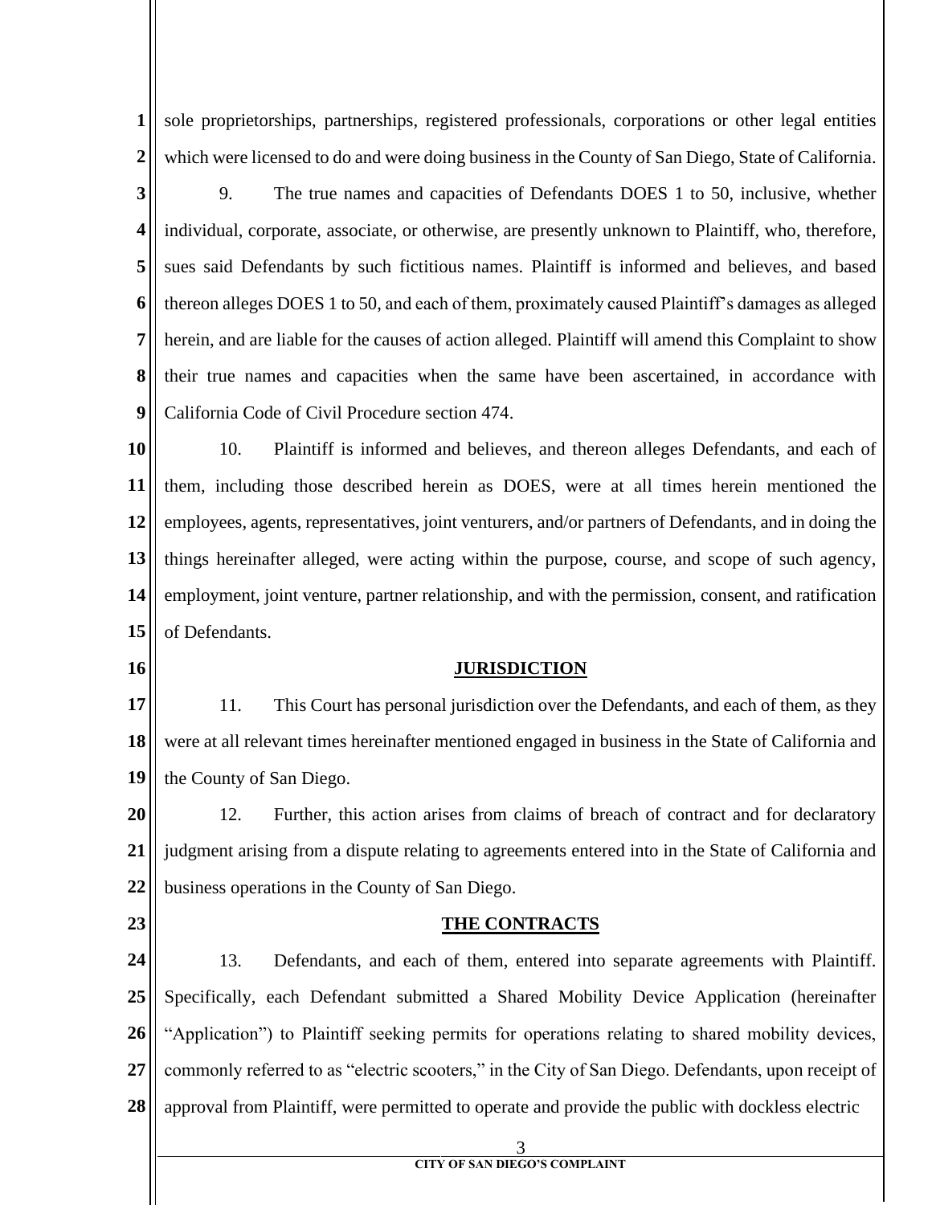sole proprietorships, partnerships, registered professionals, corporations or other legal entities which were licensed to do and were doing business in the County of San Diego, State of California.

9. The true names and capacities of Defendants DOES 1 to 50, inclusive, whether individual, corporate, associate, or otherwise, are presently unknown to Plaintiff, who, therefore, sues said Defendants by such fictitious names. Plaintiff is informed and believes, and based thereon alleges DOES 1 to 50, and each of them, proximately caused Plaintiff's damages as alleged herein, and are liable for the causes of action alleged. Plaintiff will amend this Complaint to show their true names and capacities when the same have been ascertained, in accordance with California Code of Civil Procedure section 474.

10. Plaintiff is informed and believes, and thereon alleges Defendants, and each of them, including those described herein as DOES, were at all times herein mentioned the employees, agents, representatives, joint venturers, and/or partners of Defendants, and in doing the things hereinafter alleged, were acting within the purpose, course, and scope of such agency, employment, joint venture, partner relationship, and with the permission, consent, and ratification of Defendants.

## JURISDICTION

11. This Court has personal jurisdiction over the Defendants, and each of them, as they were at all relevant times hereinafter mentioned engaged in business in the State of California and the County of San Diego.

12. Further, this action arises from claims of breach of contract and for declaratory judgment arising from a dispute relating to agreements entered into in the State of California and business operations in the County of San Diego.

## THE CONTRACTS

13. Defendants, and each of them, entered into separate agreements with Plaintiff. Specifically, each Defendant submitted a Shared Mobility Device Application (hereinafter "Application") to Plaintiff seeking permits for operations relating to shared mobility devices, commonly referred to as "electric scooters," in the City of San Diego. Defendants, upon receipt of approval from Plaintiff, were permitted to operate and provide the public with dockless electric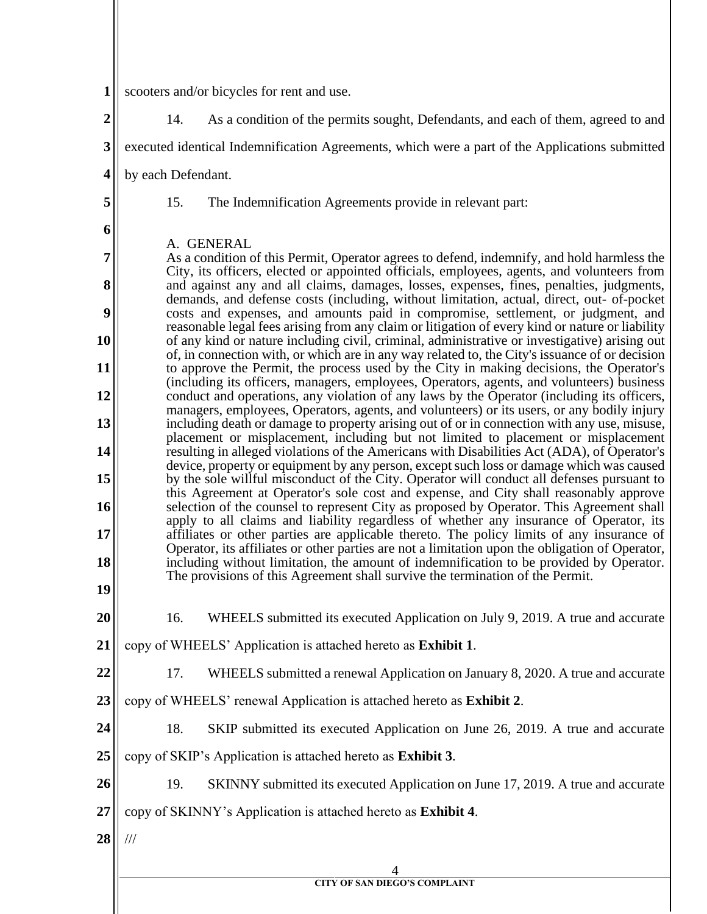scooters and/or bicycles for rent and use.

14. As a condition of the permits sought, Defendants, and each of them, agreed to and executed identical Indemnification Agreements, which were a part of the Applications submitted by each Defendant.

15. The Indemnification Agreements provide in relevant part:

> A. GENERAL
> As a condition of this Permit, Operator agrees to defend, indemnify, and hold harmless the City, its officers, elected or appointed officials, employees, agents, and volunteers from and against any and all claims, damages, losses, expenses, fines, penalties, judgments, demands, and defense costs (including, without limitation, actual, direct, out- of-pocket costs and expenses, and amounts paid in compromise, settlement, or judgment, and reasonable legal fees arising from any claim or litigation of every kind or nature or liability of any kind or nature including civil, criminal, administrative or investigative) arising out of, in connection with, or which are in any way related to, the City's issuance of or decision to approve the Permit, the process used by the City in making decisions, the Operator's (including its officers, managers, employees, Operators, agents, and volunteers) business conduct and operations, any violation of any laws by the Operator (including its officers, managers, employees, Operators, agents, and volunteers) or its users, or any bodily injury including death or damage to property arising out of or in connection with any use, misuse, placement or misplacement, including but not limited to placement or misplacement resulting in alleged violations of the Americans with Disabilities Act (ADA), of Operator's device, property or equipment by any person, except such loss or damage which was caused by the sole willful misconduct of the City. Operator will conduct all defenses pursuant to this Agreement at Operator's sole cost and expense, and City shall reasonably approve selection of the counsel to represent City as proposed by Operator. This Agreement shall apply to all claims and liability regardless of whether any insurance of Operator, its affiliates or other parties are applicable thereto. The policy limits of any insurance of Operator, its affiliates or other parties are not a limitation upon the obligation of Operator, including without limitation, the amount of indemnification to be provided by Operator. The provisions of this Agreement shall survive the termination of the Permit.

16. WHEELS submitted its executed Application on July 9, 2019. A true and accurate copy of WHEELS' Application is attached hereto as **Exhibit 1**.

17. WHEELS submitted a renewal Application on January 8, 2020. A true and accurate copy of WHEELS' renewal Application is attached hereto as **Exhibit 2**.

18. SKIP submitted its executed Application on June 26, 2019. A true and accurate copy of SKIP's Application is attached hereto as **Exhibit 3**.

19. SKINNY submitted its executed Application on June 17, 2019. A true and accurate copy of SKINNY's Application is attached hereto as **Exhibit 4**.

///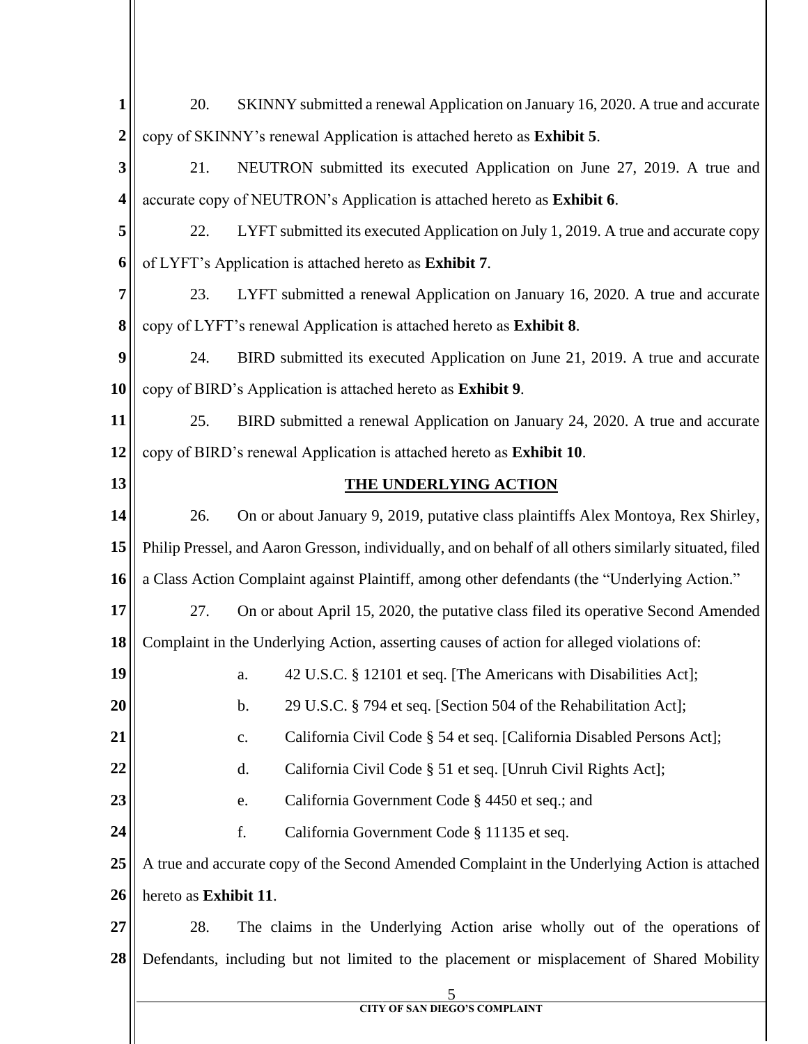20. SKINNY submitted a renewal Application on January 16, 2020. A true and accurate copy of SKINNY's renewal Application is attached hereto as **Exhibit 5**.

21. NEUTRON submitted its executed Application on June 27, 2019. A true and accurate copy of NEUTRON's Application is attached hereto as **Exhibit 6**.

22. LYFT submitted its executed Application on July 1, 2019. A true and accurate copy of LYFT's Application is attached hereto as **Exhibit 7**.

23. LYFT submitted a renewal Application on January 16, 2020. A true and accurate copy of LYFT's renewal Application is attached hereto as **Exhibit 8**.

24. BIRD submitted its executed Application on June 21, 2019. A true and accurate copy of BIRD's Application is attached hereto as **Exhibit 9**.

25. BIRD submitted a renewal Application on January 24, 2020. A true and accurate copy of BIRD's renewal Application is attached hereto as **Exhibit 10**.

## THE UNDERLYING ACTION

26. On or about January 9, 2019, putative class plaintiffs Alex Montoya, Rex Shirley, Philip Pressel, and Aaron Gresson, individually, and on behalf of all others similarly situated, filed a Class Action Complaint against Plaintiff, among other defendants (the "Underlying Action."

27. On or about April 15, 2020, the putative class filed its operative Second Amended Complaint in the Underlying Action, asserting causes of action for alleged violations of:

a. 42 U.S.C. § 12101 et seq. [The Americans with Disabilities Act];

b. 29 U.S.C. § 794 et seq. [Section 504 of the Rehabilitation Act];

c. California Civil Code § 54 et seq. [California Disabled Persons Act];

d. California Civil Code § 51 et seq. [Unruh Civil Rights Act];

e. California Government Code § 4450 et seq.; and

f. California Government Code § 11135 et seq.

A true and accurate copy of the Second Amended Complaint in the Underlying Action is attached hereto as **Exhibit 11**.

28. The claims in the Underlying Action arise wholly out of the operations of Defendants, including but not limited to the placement or misplacement of Shared Mobility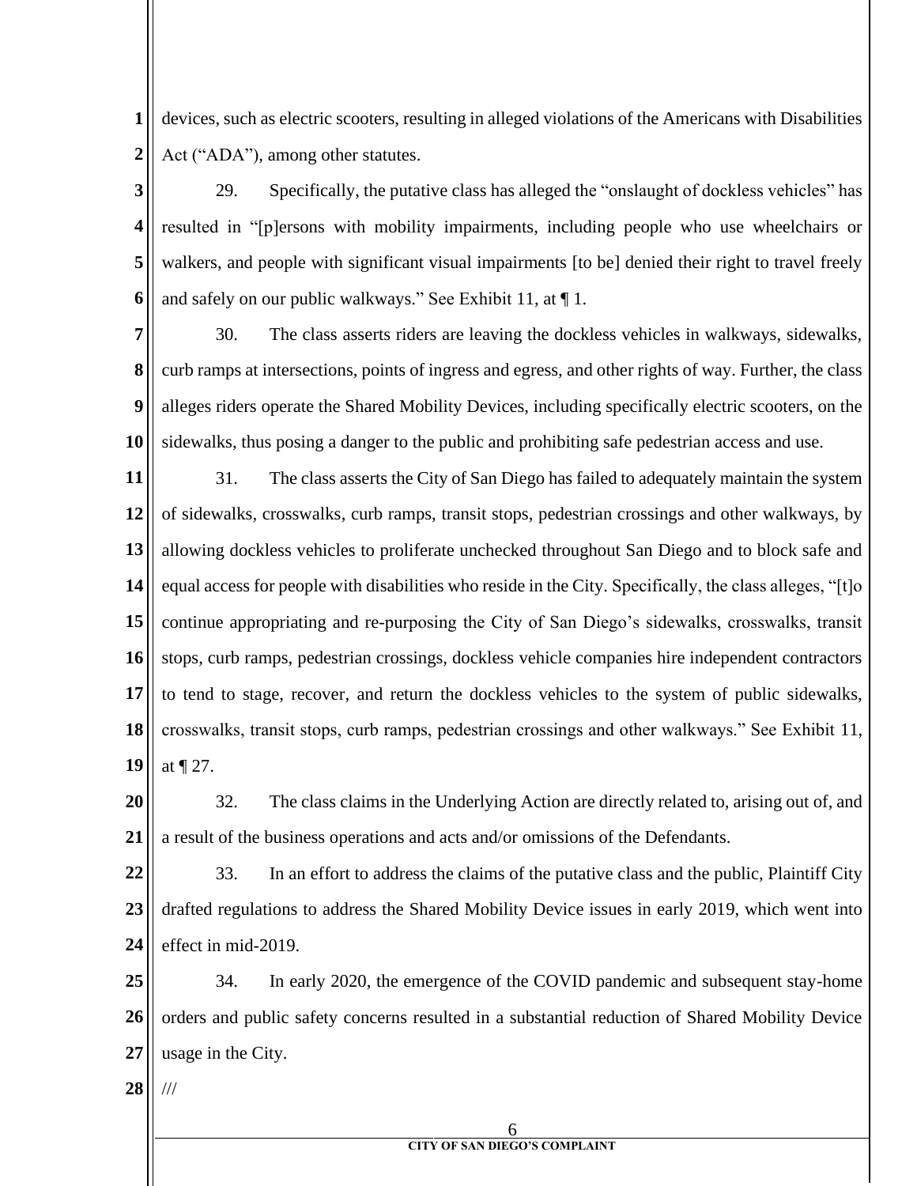devices, such as electric scooters, resulting in alleged violations of the Americans with Disabilities Act ("ADA"), among other statutes.

29. Specifically, the putative class has alleged the "onslaught of dockless vehicles" has resulted in "[p]ersons with mobility impairments, including people who use wheelchairs or walkers, and people with significant visual impairments [to be] denied their right to travel freely and safely on our public walkways." See Exhibit 11, at ¶ 1.

30. The class asserts riders are leaving the dockless vehicles in walkways, sidewalks, curb ramps at intersections, points of ingress and egress, and other rights of way. Further, the class alleges riders operate the Shared Mobility Devices, including specifically electric scooters, on the sidewalks, thus posing a danger to the public and prohibiting safe pedestrian access and use.

31. The class asserts the City of San Diego has failed to adequately maintain the system of sidewalks, crosswalks, curb ramps, transit stops, pedestrian crossings and other walkways, by allowing dockless vehicles to proliferate unchecked throughout San Diego and to block safe and equal access for people with disabilities who reside in the City. Specifically, the class alleges, "[t]o continue appropriating and re-purposing the City of San Diego's sidewalks, crosswalks, transit stops, curb ramps, pedestrian crossings, dockless vehicle companies hire independent contractors to tend to stage, recover, and return the dockless vehicles to the system of public sidewalks, crosswalks, transit stops, curb ramps, pedestrian crossings and other walkways." See Exhibit 11, at ¶ 27.

32. The class claims in the Underlying Action are directly related to, arising out of, and a result of the business operations and acts and/or omissions of the Defendants.

33. In an effort to address the claims of the putative class and the public, Plaintiff City drafted regulations to address the Shared Mobility Device issues in early 2019, which went into effect in mid-2019.

34. In early 2020, the emergence of the COVID pandemic and subsequent stay-home orders and public safety concerns resulted in a substantial reduction of Shared Mobility Device usage in the City.

///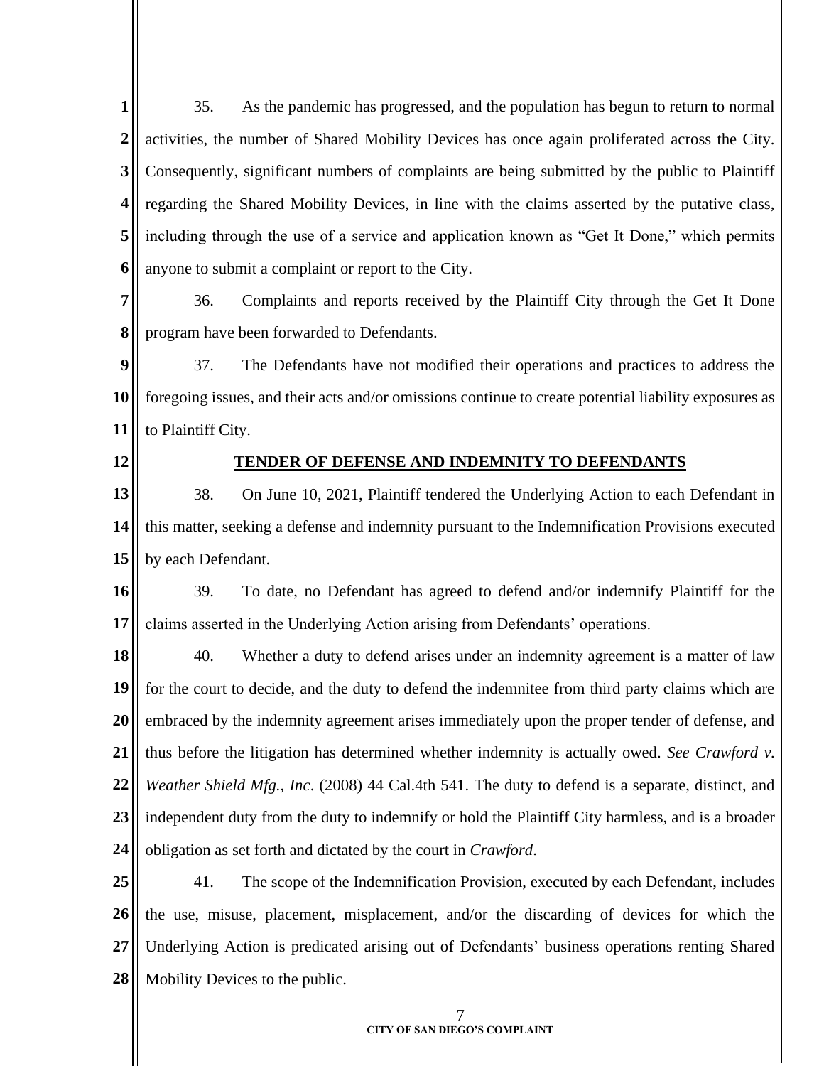35. As the pandemic has progressed, and the population has begun to return to normal activities, the number of Shared Mobility Devices has once again proliferated across the City. Consequently, significant numbers of complaints are being submitted by the public to Plaintiff regarding the Shared Mobility Devices, in line with the claims asserted by the putative class, including through the use of a service and application known as "Get It Done," which permits anyone to submit a complaint or report to the City.

36. Complaints and reports received by the Plaintiff City through the Get It Done program have been forwarded to Defendants.

37. The Defendants have not modified their operations and practices to address the foregoing issues, and their acts and/or omissions continue to create potential liability exposures as to Plaintiff City.

**TENDER OF DEFENSE AND INDEMNITY TO DEFENDANTS**

38. On June 10, 2021, Plaintiff tendered the Underlying Action to each Defendant in this matter, seeking a defense and indemnity pursuant to the Indemnification Provisions executed by each Defendant.

39. To date, no Defendant has agreed to defend and/or indemnify Plaintiff for the claims asserted in the Underlying Action arising from Defendants' operations.

40. Whether a duty to defend arises under an indemnity agreement is a matter of law for the court to decide, and the duty to defend the indemnitee from third party claims which are embraced by the indemnity agreement arises immediately upon the proper tender of defense, and thus before the litigation has determined whether indemnity is actually owed. *See Crawford v. Weather Shield Mfg., Inc*. (2008) 44 Cal.4th 541. The duty to defend is a separate, distinct, and independent duty from the duty to indemnify or hold the Plaintiff City harmless, and is a broader obligation as set forth and dictated by the court in *Crawford*.

41. The scope of the Indemnification Provision, executed by each Defendant, includes the use, misuse, placement, misplacement, and/or the discarding of devices for which the Underlying Action is predicated arising out of Defendants' business operations renting Shared Mobility Devices to the public.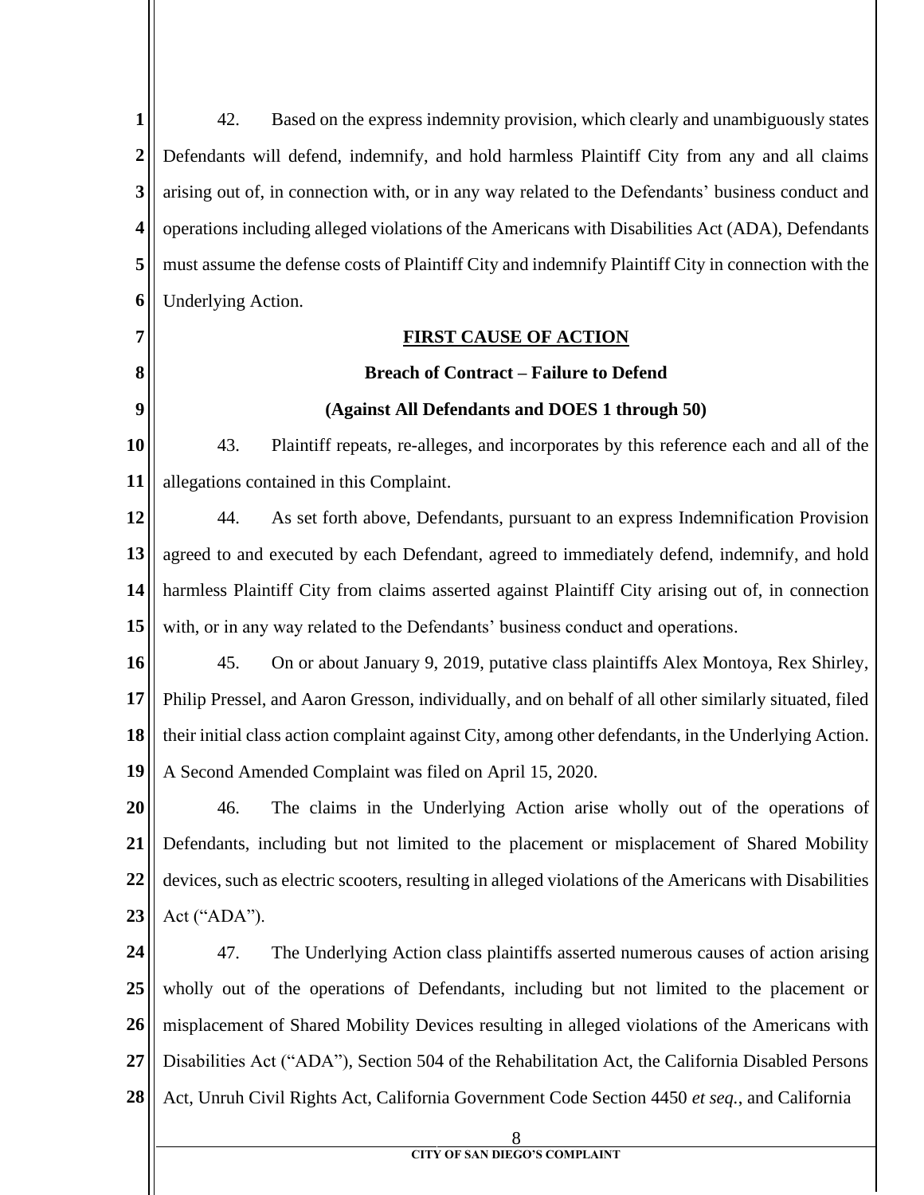42. Based on the express indemnity provision, which clearly and unambiguously states Defendants will defend, indemnify, and hold harmless Plaintiff City from any and all claims arising out of, in connection with, or in any way related to the Defendants' business conduct and operations including alleged violations of the Americans with Disabilities Act (ADA), Defendants must assume the defense costs of Plaintiff City and indemnify Plaintiff City in connection with the Underlying Action.

**FIRST CAUSE OF ACTION**

**Breach of Contract – Failure to Defend**

**(Against All Defendants and DOES 1 through 50)**

43. Plaintiff repeats, re-alleges, and incorporates by this reference each and all of the allegations contained in this Complaint.

44. As set forth above, Defendants, pursuant to an express Indemnification Provision agreed to and executed by each Defendant, agreed to immediately defend, indemnify, and hold harmless Plaintiff City from claims asserted against Plaintiff City arising out of, in connection with, or in any way related to the Defendants' business conduct and operations.

45. On or about January 9, 2019, putative class plaintiffs Alex Montoya, Rex Shirley, Philip Pressel, and Aaron Gresson, individually, and on behalf of all other similarly situated, filed their initial class action complaint against City, among other defendants, in the Underlying Action. A Second Amended Complaint was filed on April 15, 2020.

46. The claims in the Underlying Action arise wholly out of the operations of Defendants, including but not limited to the placement or misplacement of Shared Mobility devices, such as electric scooters, resulting in alleged violations of the Americans with Disabilities Act ("ADA").

47. The Underlying Action class plaintiffs asserted numerous causes of action arising wholly out of the operations of Defendants, including but not limited to the placement or misplacement of Shared Mobility Devices resulting in alleged violations of the Americans with Disabilities Act ("ADA"), Section 504 of the Rehabilitation Act, the California Disabled Persons Act, Unruh Civil Rights Act, California Government Code Section 4450 *et seq.*, and California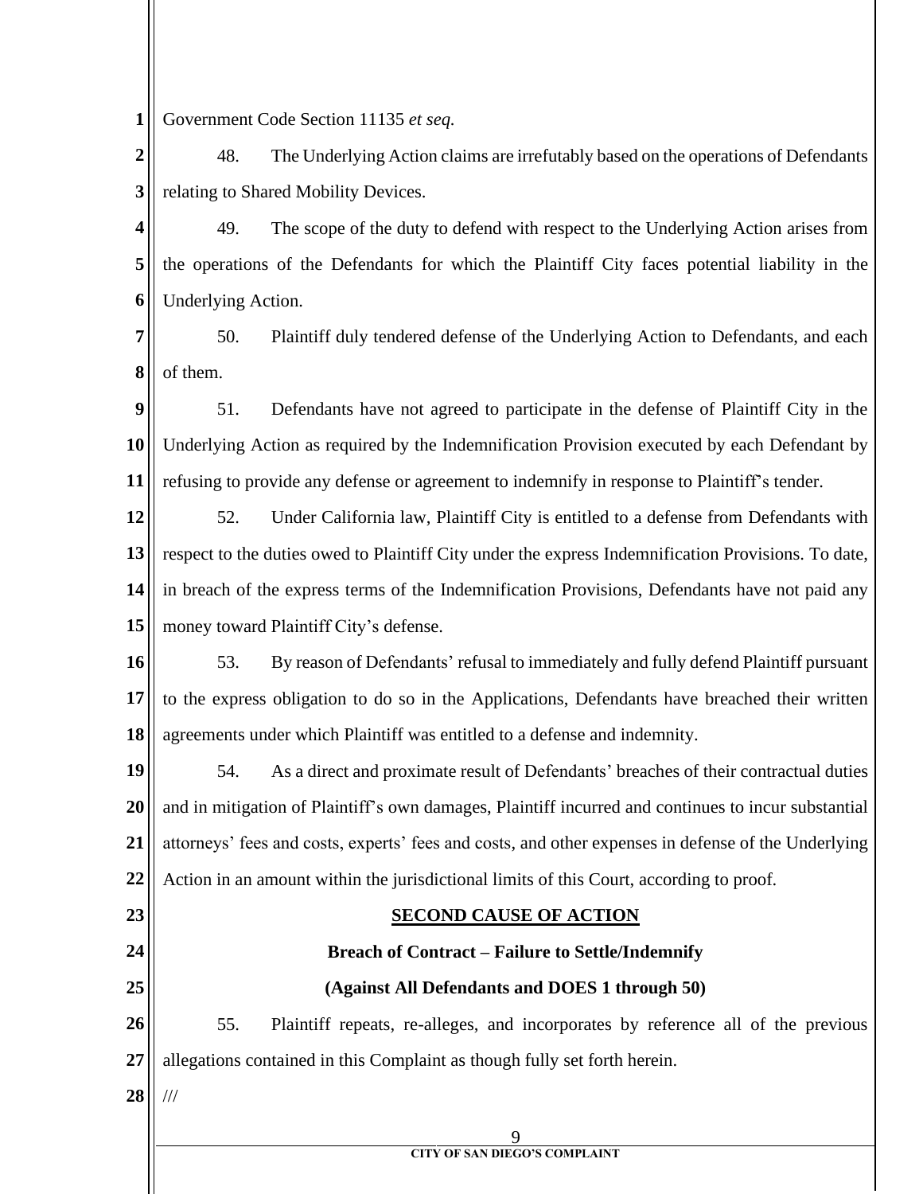Government Code Section 11135 *et seq.*

48. The Underlying Action claims are irrefutably based on the operations of Defendants relating to Shared Mobility Devices.

49. The scope of the duty to defend with respect to the Underlying Action arises from the operations of the Defendants for which the Plaintiff City faces potential liability in the Underlying Action.

50. Plaintiff duly tendered defense of the Underlying Action to Defendants, and each of them.

51. Defendants have not agreed to participate in the defense of Plaintiff City in the Underlying Action as required by the Indemnification Provision executed by each Defendant by refusing to provide any defense or agreement to indemnify in response to Plaintiff's tender.

52. Under California law, Plaintiff City is entitled to a defense from Defendants with respect to the duties owed to Plaintiff City under the express Indemnification Provisions. To date, in breach of the express terms of the Indemnification Provisions, Defendants have not paid any money toward Plaintiff City's defense.

53. By reason of Defendants' refusal to immediately and fully defend Plaintiff pursuant to the express obligation to do so in the Applications, Defendants have breached their written agreements under which Plaintiff was entitled to a defense and indemnity.

54. As a direct and proximate result of Defendants' breaches of their contractual duties and in mitigation of Plaintiff's own damages, Plaintiff incurred and continues to incur substantial attorneys' fees and costs, experts' fees and costs, and other expenses in defense of the Underlying Action in an amount within the jurisdictional limits of this Court, according to proof.

## SECOND CAUSE OF ACTION

**Breach of Contract – Failure to Settle/Indemnify**

**(Against All Defendants and DOES 1 through 50)**

55. Plaintiff repeats, re-alleges, and incorporates by reference all of the previous allegations contained in this Complaint as though fully set forth herein.

///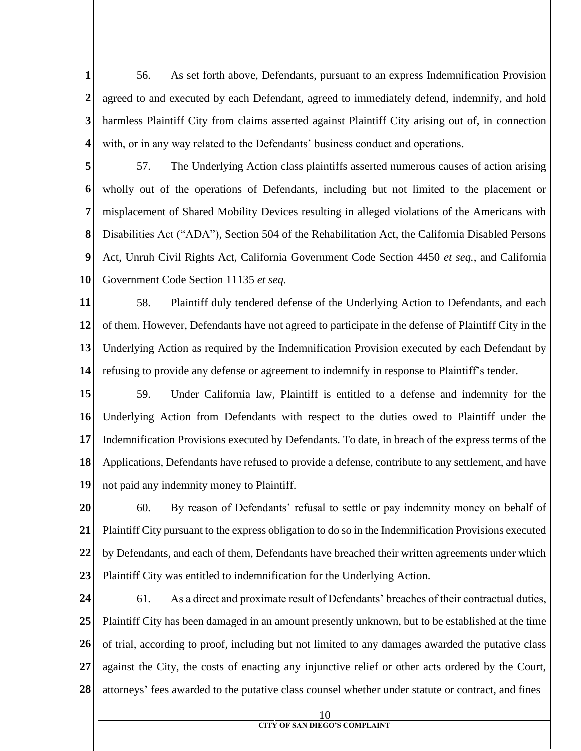56. As set forth above, Defendants, pursuant to an express Indemnification Provision agreed to and executed by each Defendant, agreed to immediately defend, indemnify, and hold harmless Plaintiff City from claims asserted against Plaintiff City arising out of, in connection with, or in any way related to the Defendants' business conduct and operations.

57. The Underlying Action class plaintiffs asserted numerous causes of action arising wholly out of the operations of Defendants, including but not limited to the placement or misplacement of Shared Mobility Devices resulting in alleged violations of the Americans with Disabilities Act ("ADA"), Section 504 of the Rehabilitation Act, the California Disabled Persons Act, Unruh Civil Rights Act, California Government Code Section 4450 *et seq.*, and California Government Code Section 11135 *et seq.*

58. Plaintiff duly tendered defense of the Underlying Action to Defendants, and each of them. However, Defendants have not agreed to participate in the defense of Plaintiff City in the Underlying Action as required by the Indemnification Provision executed by each Defendant by refusing to provide any defense or agreement to indemnify in response to Plaintiff's tender.

59. Under California law, Plaintiff is entitled to a defense and indemnity for the Underlying Action from Defendants with respect to the duties owed to Plaintiff under the Indemnification Provisions executed by Defendants. To date, in breach of the express terms of the Applications, Defendants have refused to provide a defense, contribute to any settlement, and have not paid any indemnity money to Plaintiff.

60. By reason of Defendants' refusal to settle or pay indemnity money on behalf of Plaintiff City pursuant to the express obligation to do so in the Indemnification Provisions executed by Defendants, and each of them, Defendants have breached their written agreements under which Plaintiff City was entitled to indemnification for the Underlying Action.

61. As a direct and proximate result of Defendants' breaches of their contractual duties, Plaintiff City has been damaged in an amount presently unknown, but to be established at the time of trial, according to proof, including but not limited to any damages awarded the putative class against the City, the costs of enacting any injunctive relief or other acts ordered by the Court, attorneys' fees awarded to the putative class counsel whether under statute or contract, and fines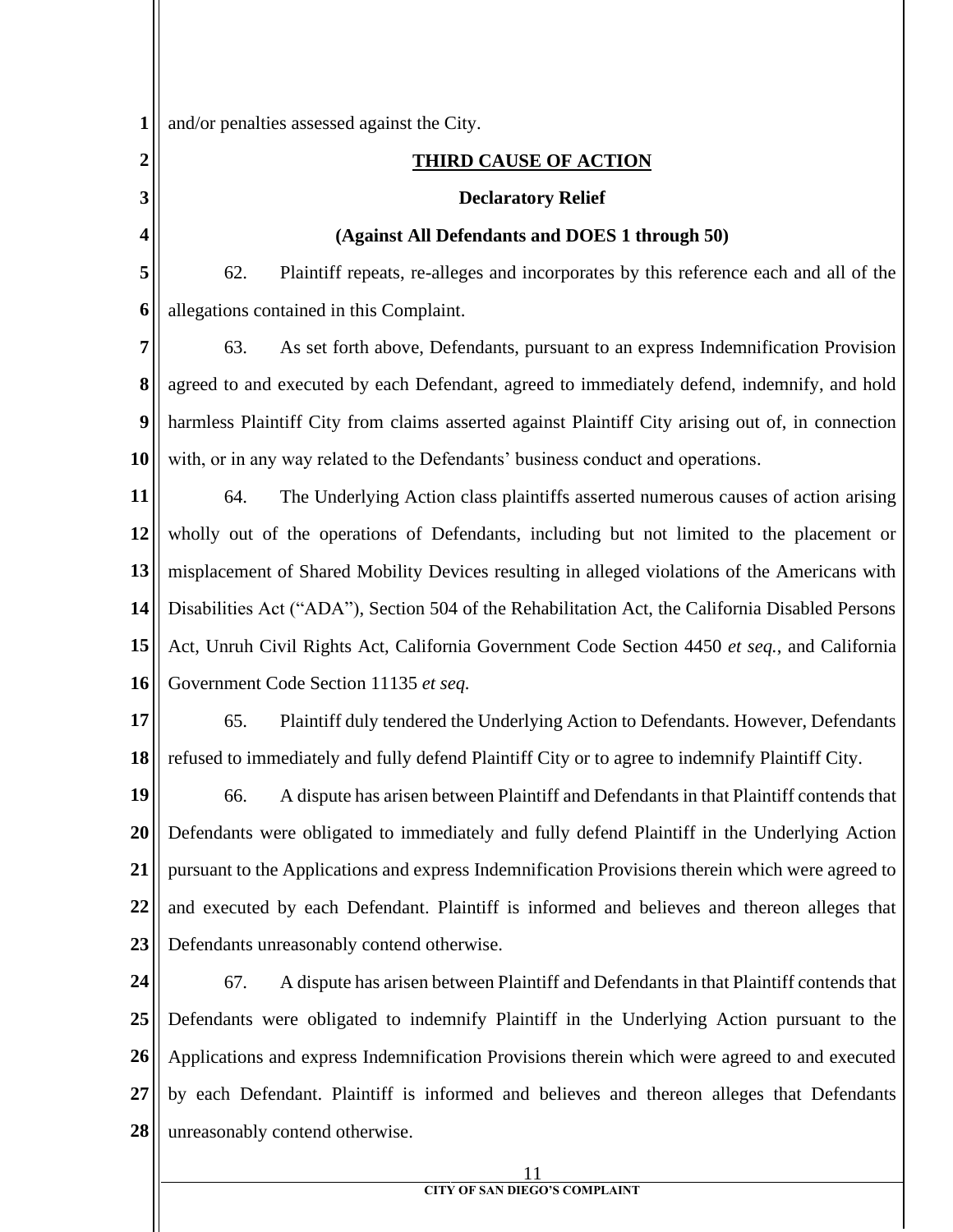and/or penalties assessed against the City.

**THIRD CAUSE OF ACTION**

**Declaratory Relief**

**(Against All Defendants and DOES 1 through 50)**

62. Plaintiff repeats, re-alleges and incorporates by this reference each and all of the allegations contained in this Complaint.

63. As set forth above, Defendants, pursuant to an express Indemnification Provision agreed to and executed by each Defendant, agreed to immediately defend, indemnify, and hold harmless Plaintiff City from claims asserted against Plaintiff City arising out of, in connection with, or in any way related to the Defendants' business conduct and operations.

64. The Underlying Action class plaintiffs asserted numerous causes of action arising wholly out of the operations of Defendants, including but not limited to the placement or misplacement of Shared Mobility Devices resulting in alleged violations of the Americans with Disabilities Act ("ADA"), Section 504 of the Rehabilitation Act, the California Disabled Persons Act, Unruh Civil Rights Act, California Government Code Section 4450 *et seq.*, and California Government Code Section 11135 *et seq.*

65. Plaintiff duly tendered the Underlying Action to Defendants. However, Defendants refused to immediately and fully defend Plaintiff City or to agree to indemnify Plaintiff City.

66. A dispute has arisen between Plaintiff and Defendants in that Plaintiff contends that Defendants were obligated to immediately and fully defend Plaintiff in the Underlying Action pursuant to the Applications and express Indemnification Provisions therein which were agreed to and executed by each Defendant. Plaintiff is informed and believes and thereon alleges that Defendants unreasonably contend otherwise.

67. A dispute has arisen between Plaintiff and Defendants in that Plaintiff contends that Defendants were obligated to indemnify Plaintiff in the Underlying Action pursuant to the Applications and express Indemnification Provisions therein which were agreed to and executed by each Defendant. Plaintiff is informed and believes and thereon alleges that Defendants unreasonably contend otherwise.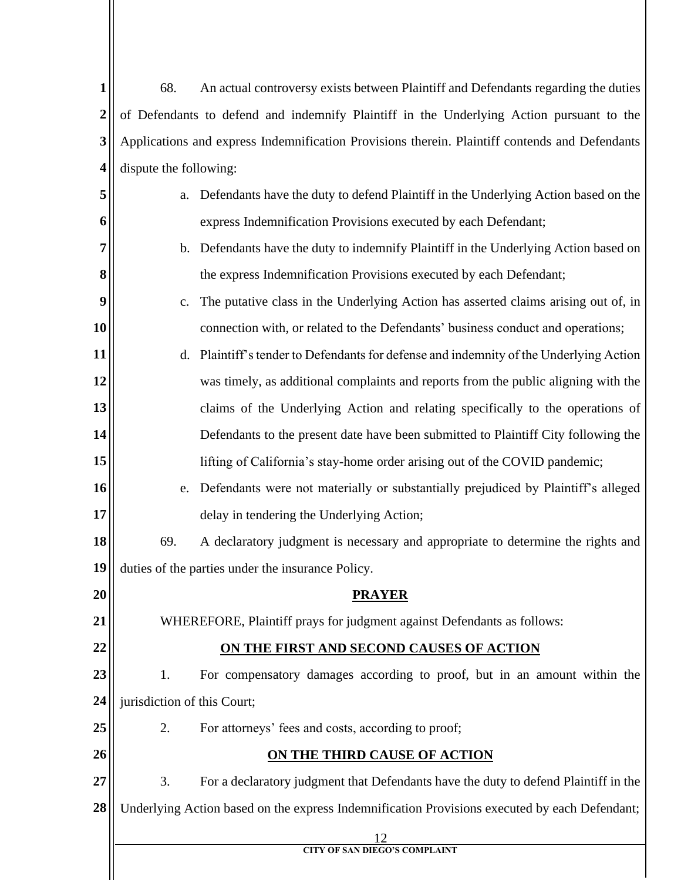68. An actual controversy exists between Plaintiff and Defendants regarding the duties of Defendants to defend and indemnify Plaintiff in the Underlying Action pursuant to the Applications and express Indemnification Provisions therein. Plaintiff contends and Defendants dispute the following:

a. Defendants have the duty to defend Plaintiff in the Underlying Action based on the express Indemnification Provisions executed by each Defendant;

b. Defendants have the duty to indemnify Plaintiff in the Underlying Action based on the express Indemnification Provisions executed by each Defendant;

c. The putative class in the Underlying Action has asserted claims arising out of, in connection with, or related to the Defendants' business conduct and operations;

d. Plaintiff's tender to Defendants for defense and indemnity of the Underlying Action was timely, as additional complaints and reports from the public aligning with the claims of the Underlying Action and relating specifically to the operations of Defendants to the present date have been submitted to Plaintiff City following the lifting of California's stay-home order arising out of the COVID pandemic;

e. Defendants were not materially or substantially prejudiced by Plaintiff's alleged delay in tendering the Underlying Action;

69. A declaratory judgment is necessary and appropriate to determine the rights and duties of the parties under the insurance Policy.

## PRAYER

WHEREFORE, Plaintiff prays for judgment against Defendants as follows:

### ON THE FIRST AND SECOND CAUSES OF ACTION

1. For compensatory damages according to proof, but in an amount within the jurisdiction of this Court;

2. For attorneys' fees and costs, according to proof;

### ON THE THIRD CAUSE OF ACTION

3. For a declaratory judgment that Defendants have the duty to defend Plaintiff in the Underlying Action based on the express Indemnification Provisions executed by each Defendant;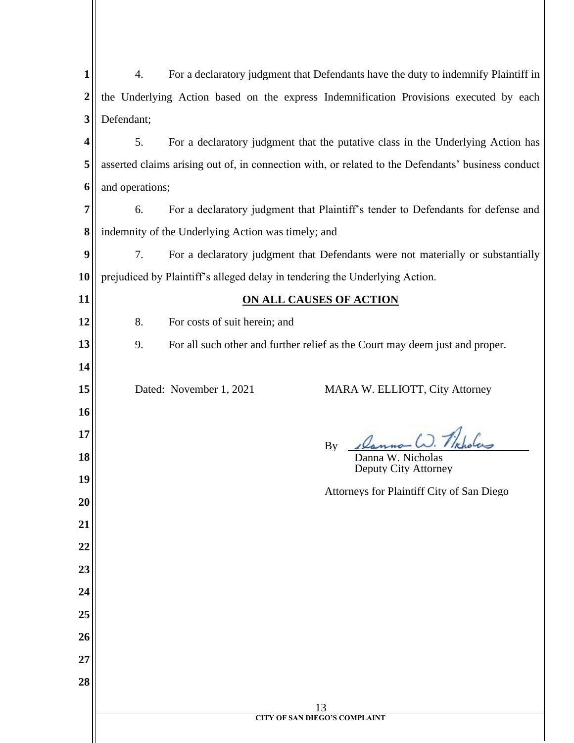4. For a declaratory judgment that Defendants have the duty to indemnify Plaintiff in the Underlying Action based on the express Indemnification Provisions executed by each Defendant;

5. For a declaratory judgment that the putative class in the Underlying Action has asserted claims arising out of, in connection with, or related to the Defendants' business conduct and operations;

6. For a declaratory judgment that Plaintiff's tender to Defendants for defense and indemnity of the Underlying Action was timely; and

7. For a declaratory judgment that Defendants were not materially or substantially prejudiced by Plaintiff's alleged delay in tendering the Underlying Action.

**ON ALL CAUSES OF ACTION**

8. For costs of suit herein; and

9. For all such other and further relief as the Court may deem just and proper.

Dated: November 1, 2021

MARA W. ELLIOTT, City Attorney

By Danna W. Nicholas

Danna W. Nicholas
Deputy City Attorney

Attorneys for Plaintiff City of San Diego

CITY OF SAN DIEGO'S COMPLAINT